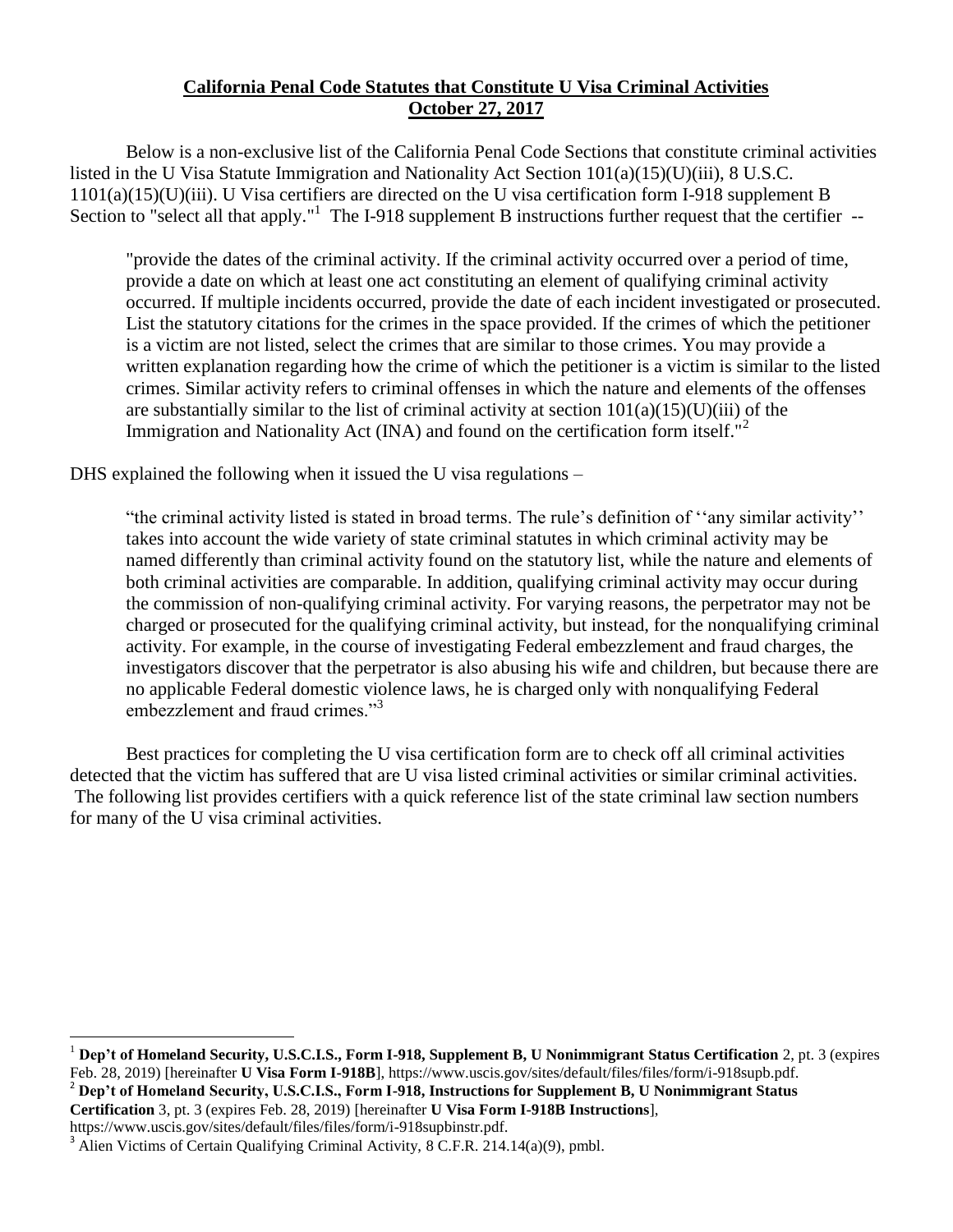**California Penal Code Statutes that Constitute U Visa Criminal Activities**
**October 27, 2017**

Below is a non-exclusive list of the California Penal Code Sections that constitute criminal activities listed in the U Visa Statute Immigration and Nationality Act Section 101(a)(15)(U)(iii), 8 U.S.C. 1101(a)(15)(U)(iii). U Visa certifiers are directed on the U visa certification form I-918 supplement B Section to "select all that apply."[1] The I-918 supplement B instructions further request that the certifier --

> "provide the dates of the criminal activity. If the criminal activity occurred over a period of time, provide a date on which at least one act constituting an element of qualifying criminal activity occurred. If multiple incidents occurred, provide the date of each incident investigated or prosecuted. List the statutory citations for the crimes in the space provided. If the crimes of which the petitioner is a victim are not listed, select the crimes that are similar to those crimes. You may provide a written explanation regarding how the crime of which the petitioner is a victim is similar to the listed crimes. Similar activity refers to criminal offenses in which the nature and elements of the offenses are substantially similar to the list of criminal activity at section 101(a)(15)(U)(iii) of the Immigration and Nationality Act (INA) and found on the certification form itself."[2]

DHS explained the following when it issued the U visa regulations –

> "the criminal activity listed is stated in broad terms. The rule's definition of ''any similar activity'' takes into account the wide variety of state criminal statutes in which criminal activity may be named differently than criminal activity found on the statutory list, while the nature and elements of both criminal activities are comparable. In addition, qualifying criminal activity may occur during the commission of non-qualifying criminal activity. For varying reasons, the perpetrator may not be charged or prosecuted for the qualifying criminal activity, but instead, for the nonqualifying criminal activity. For example, in the course of investigating Federal embezzlement and fraud charges, the investigators discover that the perpetrator is also abusing his wife and children, but because there are no applicable Federal domestic violence laws, he is charged only with nonqualifying Federal embezzlement and fraud crimes."[3]

Best practices for completing the U visa certification form are to check off all criminal activities detected that the victim has suffered that are U visa listed criminal activities or similar criminal activities. The following list provides certifiers with a quick reference list of the state criminal law section numbers for many of the U visa criminal activities.

---

[1] **Dep't of Homeland Security, U.S.C.I.S., Form I-918, Supplement B, U Nonimmigrant Status Certification** 2, pt. 3 (expires Feb. 28, 2019) [hereinafter **U Visa Form I-918B**], https://www.uscis.gov/sites/default/files/files/form/i-918supb.pdf.

[2] **Dep't of Homeland Security, U.S.C.I.S., Form I-918, Instructions for Supplement B, U Nonimmigrant Status Certification** 3, pt. 3 (expires Feb. 28, 2019) [hereinafter **U Visa Form I-918B Instructions**], https://www.uscis.gov/sites/default/files/files/form/i-918supbinstr.pdf.

[3] Alien Victims of Certain Qualifying Criminal Activity, 8 C.F.R. 214.14(a)(9), pmbl.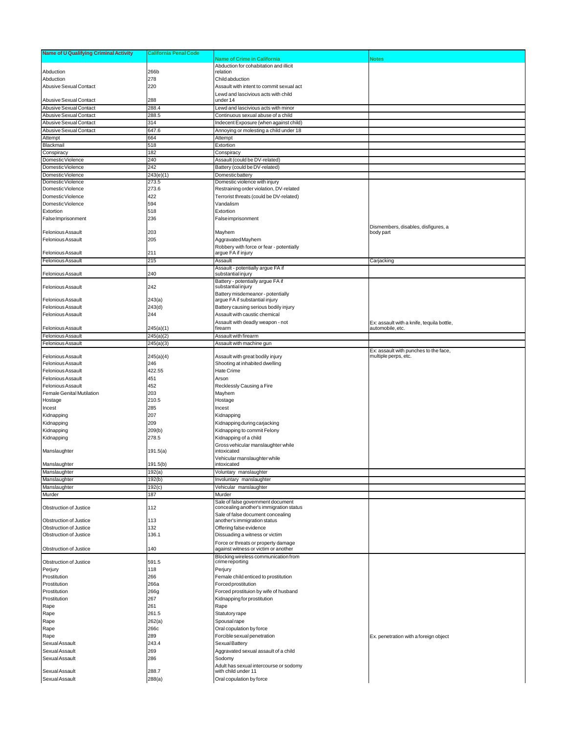| Name of U Qualifying Criminal Activity | California Penal Code | Name of Crime in California | Notes |
|---|---|---|---|
| Abduction | 266b | Abduction for cohabitation and illicit relation | |
| Abduction | 278 | Child abduction | |
| Abusive Sexual Contact | 220 | Assault with intent to commit sexual act | |
| Abusive Sexual Contact | 288 | Lewd and lascivious acts with child under 14 | |
| Abusive Sexual Contact | 288.4 | Lewd and lascivious acts with minor | |
| Abusive Sexual Contact | 288.5 | Continuous sexual abuse of a child | |
| Abusive Sexual Contact | 314 | Indecent Exposure (when against child) | |
| Abusive Sexual Contact | 647.6 | Annoying or molesting a child under 18 | |
| Attempt | 664 | Attempt | |
| Blackmail | 518 | Extortion | |
| Conspiracy | 182 | Conspiracy | |
| Domestic Violence | 240 | Assault (could be DV-related) | |
| Domestic Violence | 242 | Battery (could be DV-related) | |
| Domestic Violence | 243(e)(1) | Domestic battery | |
| Domestic Violence | 273.5 | Domestic violence with injury | |
| Domestic Violence | 273.6 | Restraining order violation, DV-related | |
| Domestic Violence | 422 | Terrorist threats (could be DV-related) | |
| Domestic Violence | 594 | Vandalism | |
| Extortion | 518 | Extortion | |
| False Imprisonment | 236 | False imprisonment | |
| Felonious Assault | 203 | Mayhem | Dismembers, disables, disfigures, a body part |
| Felonious Assault | 205 | Aggravated Mayhem | |
| Felonious Assault | 211 | Robbery with force or fear - potentially argue FA if injury | |
| Felonious Assault | 215 | Assault | Carjacking |
| Felonious Assault | 240 | Assault - potentially argue FA if substantial injury | |
| Felonious Assault | 242 | Battery - potentially argue FA if substantial injury | |
| Felonious Assault | 243(a) | Battery misdemeanor - potentially argue FA if substantial injury | |
| Felonious Assault | 243(d) | Battery causing serious bodily injury | |
| Felonious Assault | 244 | Assault with caustic chemical | |
| Felonious Assault | 245(a)(1) | Assault with deadly weapon - not firearm | Ex: assault with a knife, tequila bottle, automobile, etc. |
| Felonious Assault | 245(a)(2) | Assault with firearm | |
| Felonious Assault | 245(a)(3) | Assault with machine gun | |
| Felonious Assault | 245(a)(4) | Assault with great bodily injury | Ex: assault with punches to the face, multiple perps, etc. |
| Felonious Assault | 246 | Shooting at inhabited dwelling | |
| Felonious Assault | 422.55 | Hate Crime | |
| Felonious Assault | 451 | Arson | |
| Felonious Assault | 452 | Recklessly Causing a Fire | |
| Female Genital Mutilation | 203 | Mayhem | |
| Hostage | 210.5 | Hostage | |
| Incest | 285 | Incest | |
| Kidnapping | 207 | Kidnapping | |
| Kidnapping | 209 | Kidnapping during carjacking | |
| Kidnapping | 209(b) | Kidnapping to commit Felony | |
| Kidnapping | 278.5 | Kidnapping of a child | |
| Manslaughter | 191.5(a) | Gross vehicular manslaughter while intoxicated | |
| Manslaughter | 191.5(b) | Vehicular manslaughter while intoxicated | |
| Manslaughter | 192(a) | Voluntary manslaughter | |
| Manslaughter | 192(b) | Involuntary manslaughter | |
| Manslaughter | 192(c) | Vehicular manslaughter | |
| Murder | 187 | Murder | |
| Obstruction of Justice | 112 | Sale of false government document concealing another's immigration status | |
| Obstruction of Justice | 113 | Sale of false document concealing another's immigration status | |
| Obstruction of Justice | 132 | Offering false evidence | |
| Obstruction of Justice | 136.1 | Dissuading a witness or victim | |
| Obstruction of Justice | 140 | Force or threats or property damage against witness or victim or another | |
| Obstruction of Justice | 591.5 | Blocking wireless communication from crime reporting | |
| Perjury | 118 | Perjury | |
| Prostitution | 266 | Female child enticed to prostitution | |
| Prostitution | 266a | Forced prostitution | |
| Prostitution | 266g | Forced prostituion by wife of husband | |
| Prostitution | 267 | Kidnapping for prostitution | |
| Rape | 261 | Rape | |
| Rape | 261.5 | Statutory rape | |
| Rape | 262(a) | Spousal rape | |
| Rape | 266c | Oral copulation by force | |
| Rape | 289 | Forcible sexual penetration | Ex. penetration with a foreign object |
| Sexual Assault | 243.4 | Sexual Battery | |
| Sexual Assault | 269 | Aggravated sexual assault of a child | |
| Sexual Assault | 286 | Sodomy | |
| Sexual Assault | 288.7 | Adult has sexual intercourse or sodomy with child under 11 | |
| Sexual Assault | 288(a) | Oral copulation by force | |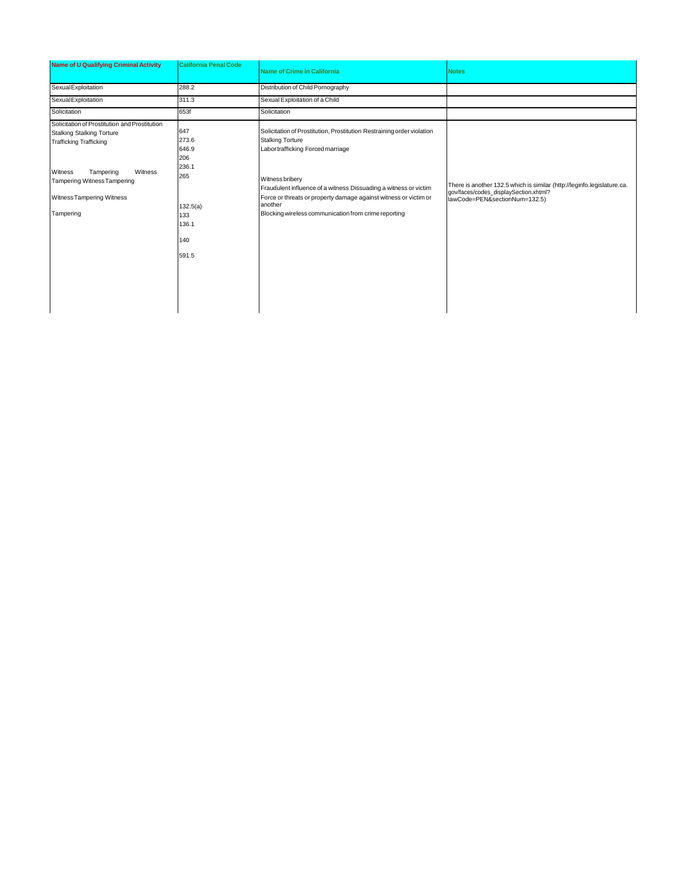| Name of U Qualifying Criminal Activity | California Penal Code | Name of Crime in California | Notes |
|---|---|---|---|
| Sexual Exploitation | 288.2 | Distribution of Child Pornography | |
| Sexual Exploitation | 311.3 | Sexual Exploitation of a Child | |
| Solicitation | 653f | Solicitation | |
| Solicitation of Prostitution and Prostitution Stalking Stalking Torture Trafficking Trafficking Witness Tampering Witness Tampering Witness Tampering Witness Tampering Witness Tampering | 647 273.6 646.9 206 236.1 265 132.5(a) 133 136.1 140 591.5 | Solicitation of Prostitution, Prostitution Restraining order violation Stalking Torture Labor trafficking Forced marriage Witness bribery Fraudulent influence of a witness Dissuading a witness or victim Force or threats or property damage against witness or victim or another Blocking wireless communication from crime reporting | There is another 132.5 which is similar (http://leginfo.legislature.ca.gov/faces/codes_displaySection.xhtml?lawCode=PEN&sectionNum=132.5) |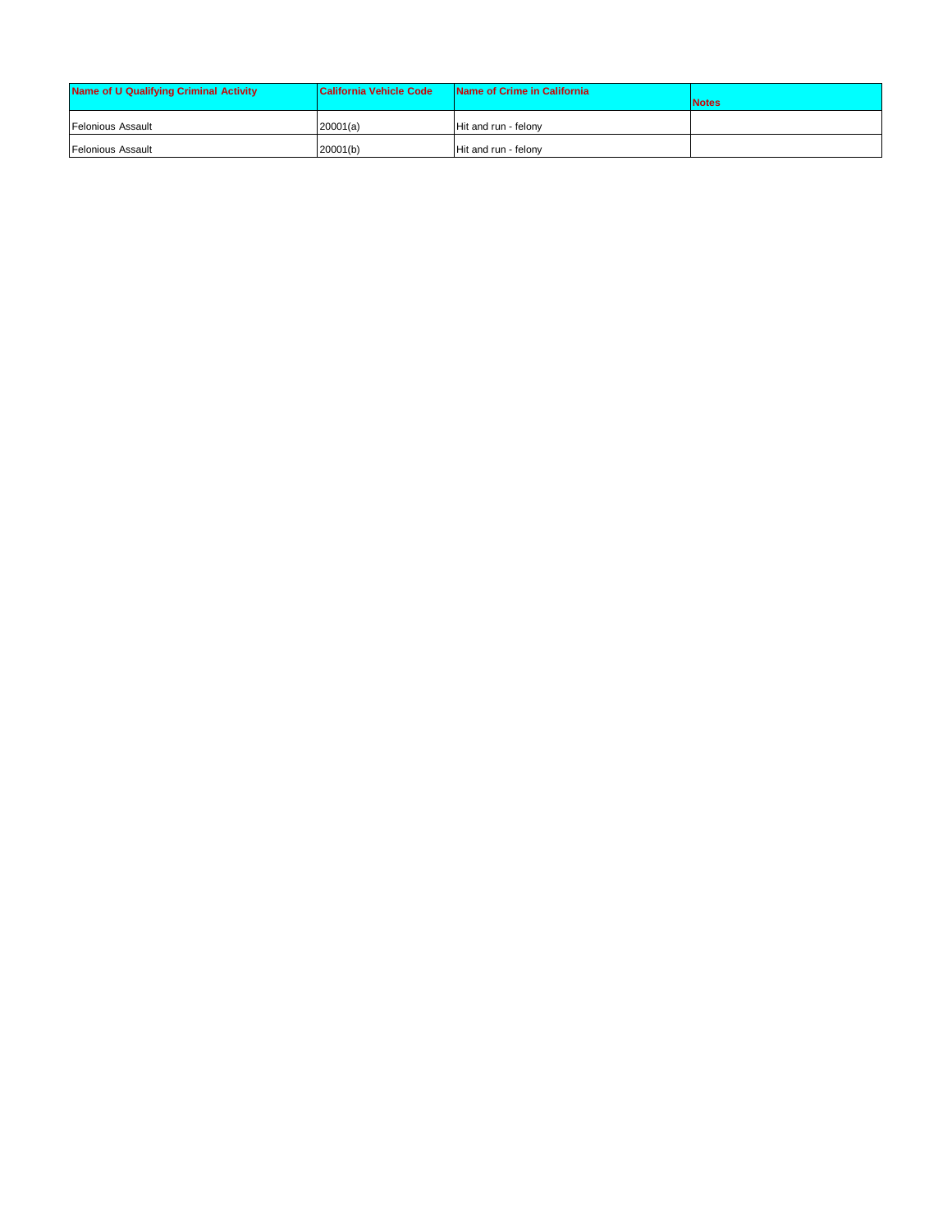| Name of U Qualifying Criminal Activity | California Vehicle Code | Name of Crime in California | Notes |
|---|---|---|---|
| Felonious Assault | 20001(a) | Hit and run - felony | |
| Felonious Assault | 20001(b) | Hit and run - felony | |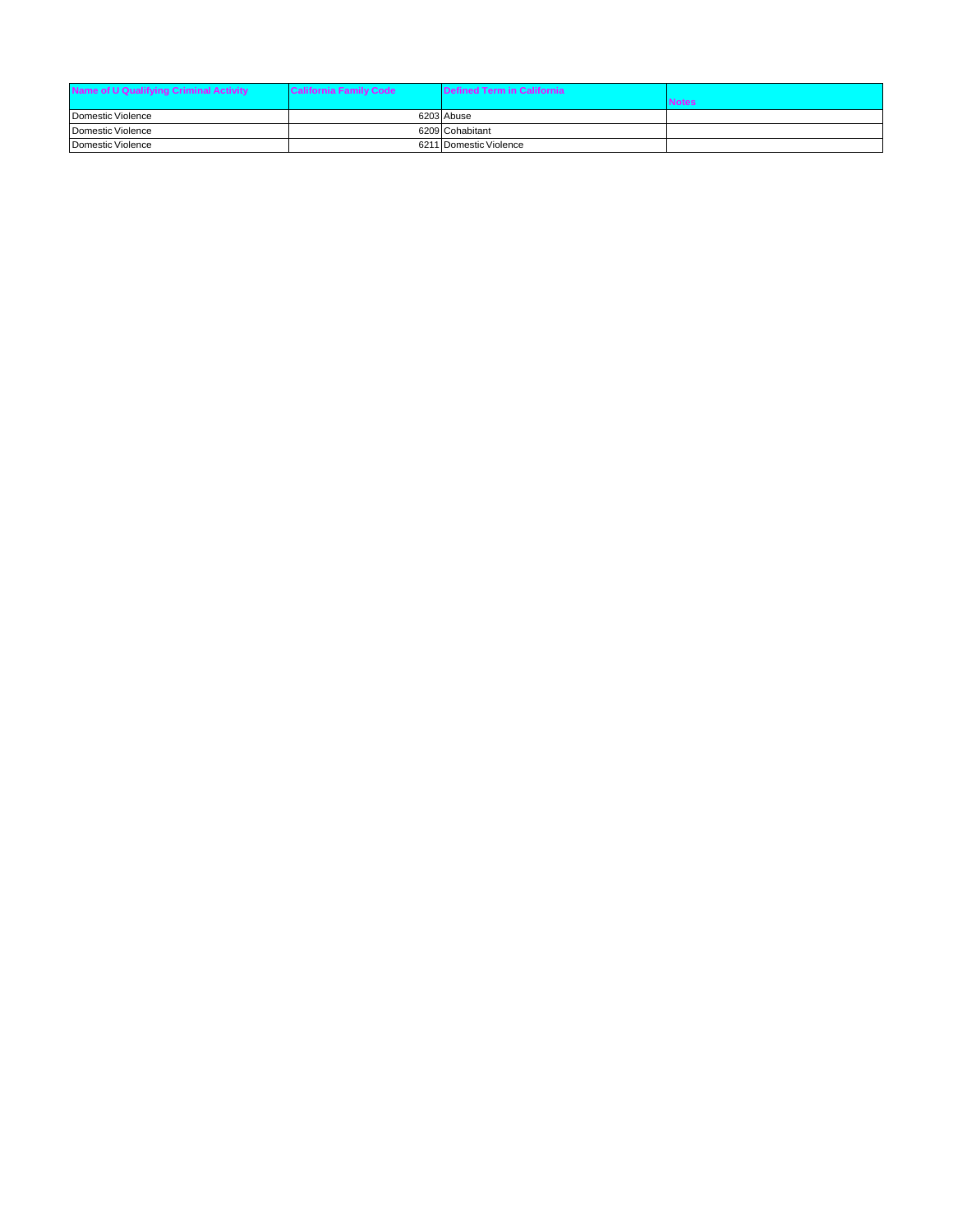| Name of U Qualifying Criminal Activity | California Family Code | Defined Term in California | Notes |
|---|---|---|---|
| Domestic Violence | 6203 | Abuse | |
| Domestic Violence | 6209 | Cohabitant | |
| Domestic Violence | 6211 | Domestic Violence | |